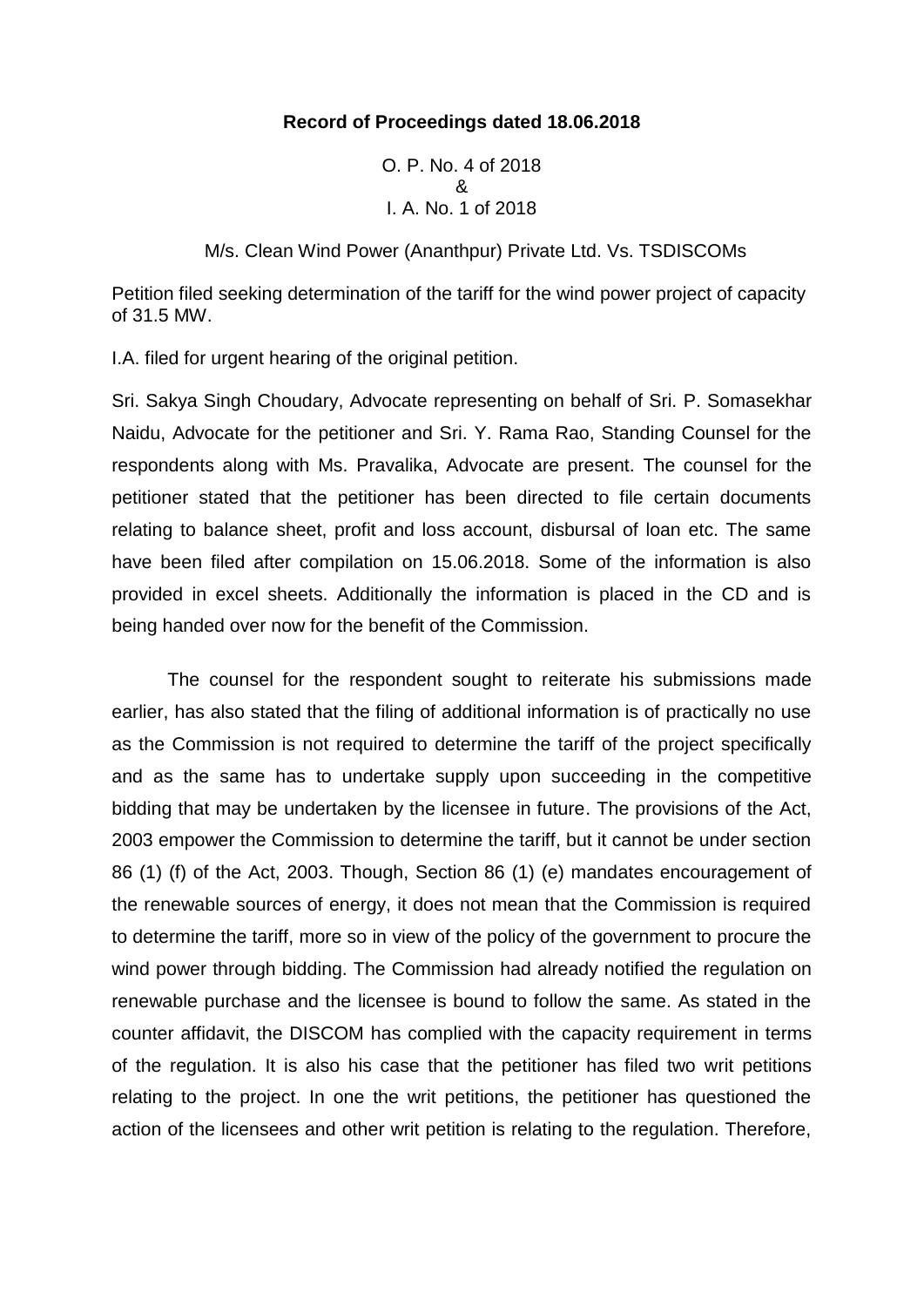**Record of Proceedings dated 18.06.2018**

O. P. No. 4 of 2018
&
I. A. No. 1 of 2018

M/s. Clean Wind Power (Ananthpur) Private Ltd. Vs. TSDISCOMs

Petition filed seeking determination of the tariff for the wind power project of capacity of 31.5 MW.

I.A. filed for urgent hearing of the original petition.

Sri. Sakya Singh Choudary, Advocate representing on behalf of Sri. P. Somasekhar Naidu, Advocate for the petitioner and Sri. Y. Rama Rao, Standing Counsel for the respondents along with Ms. Pravalika, Advocate are present. The counsel for the petitioner stated that the petitioner has been directed to file certain documents relating to balance sheet, profit and loss account, disbursal of loan etc. The same have been filed after compilation on 15.06.2018. Some of the information is also provided in excel sheets. Additionally the information is placed in the CD and is being handed over now for the benefit of the Commission.

The counsel for the respondent sought to reiterate his submissions made earlier, has also stated that the filing of additional information is of practically no use as the Commission is not required to determine the tariff of the project specifically and as the same has to undertake supply upon succeeding in the competitive bidding that may be undertaken by the licensee in future. The provisions of the Act, 2003 empower the Commission to determine the tariff, but it cannot be under section 86 (1) (f) of the Act, 2003. Though, Section 86 (1) (e) mandates encouragement of the renewable sources of energy, it does not mean that the Commission is required to determine the tariff, more so in view of the policy of the government to procure the wind power through bidding. The Commission had already notified the regulation on renewable purchase and the licensee is bound to follow the same. As stated in the counter affidavit, the DISCOM has complied with the capacity requirement in terms of the regulation. It is also his case that the petitioner has filed two writ petitions relating to the project. In one the writ petitions, the petitioner has questioned the action of the licensees and other writ petition is relating to the regulation. Therefore,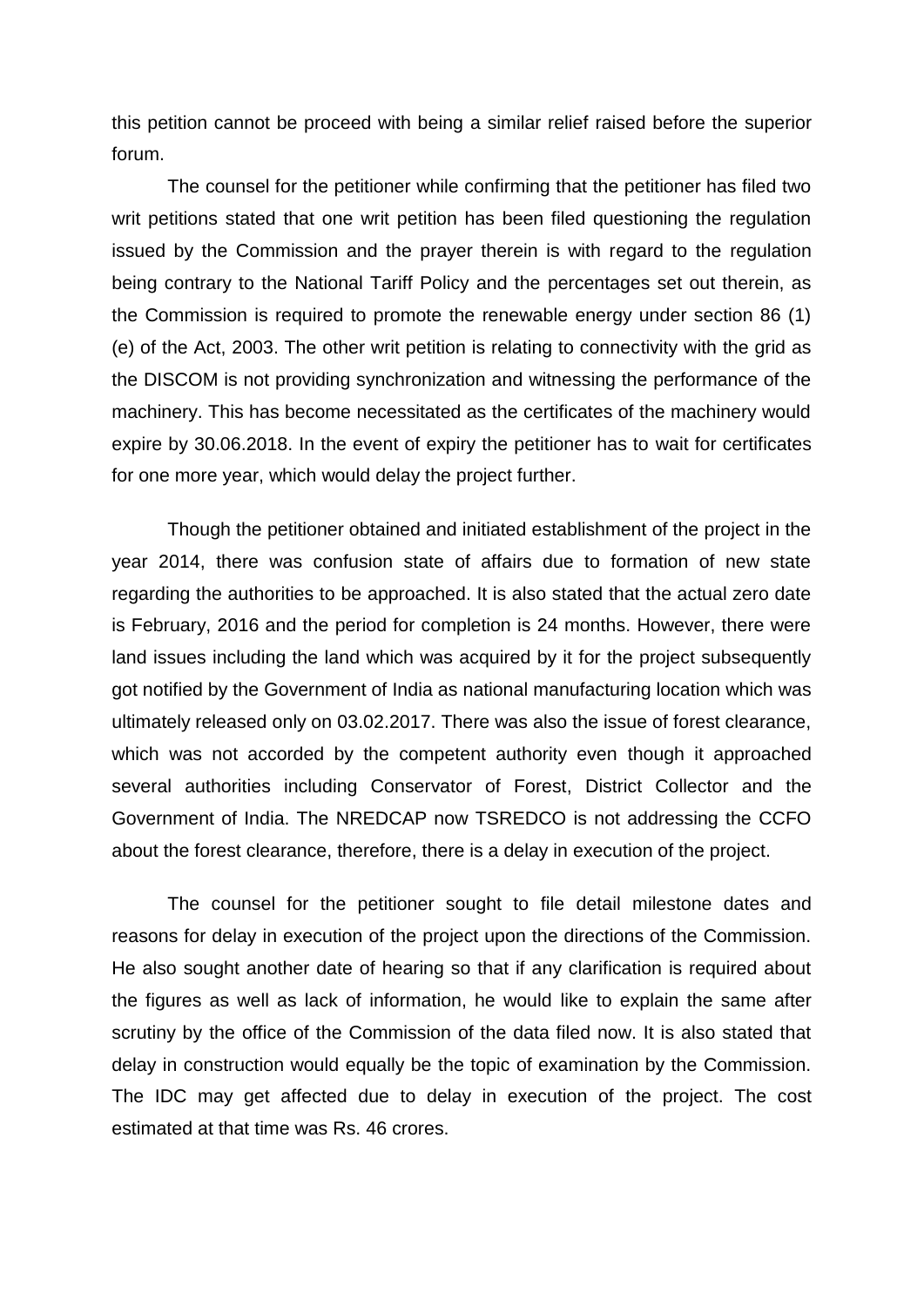this petition cannot be proceed with being a similar relief raised before the superior forum.

The counsel for the petitioner while confirming that the petitioner has filed two writ petitions stated that one writ petition has been filed questioning the regulation issued by the Commission and the prayer therein is with regard to the regulation being contrary to the National Tariff Policy and the percentages set out therein, as the Commission is required to promote the renewable energy under section 86 (1) (e) of the Act, 2003. The other writ petition is relating to connectivity with the grid as the DISCOM is not providing synchronization and witnessing the performance of the machinery. This has become necessitated as the certificates of the machinery would expire by 30.06.2018. In the event of expiry the petitioner has to wait for certificates for one more year, which would delay the project further.

Though the petitioner obtained and initiated establishment of the project in the year 2014, there was confusion state of affairs due to formation of new state regarding the authorities to be approached. It is also stated that the actual zero date is February, 2016 and the period for completion is 24 months. However, there were land issues including the land which was acquired by it for the project subsequently got notified by the Government of India as national manufacturing location which was ultimately released only on 03.02.2017. There was also the issue of forest clearance, which was not accorded by the competent authority even though it approached several authorities including Conservator of Forest, District Collector and the Government of India. The NREDCAP now TSREDCO is not addressing the CCFO about the forest clearance, therefore, there is a delay in execution of the project.

The counsel for the petitioner sought to file detail milestone dates and reasons for delay in execution of the project upon the directions of the Commission. He also sought another date of hearing so that if any clarification is required about the figures as well as lack of information, he would like to explain the same after scrutiny by the office of the Commission of the data filed now. It is also stated that delay in construction would equally be the topic of examination by the Commission. The IDC may get affected due to delay in execution of the project. The cost estimated at that time was Rs. 46 crores.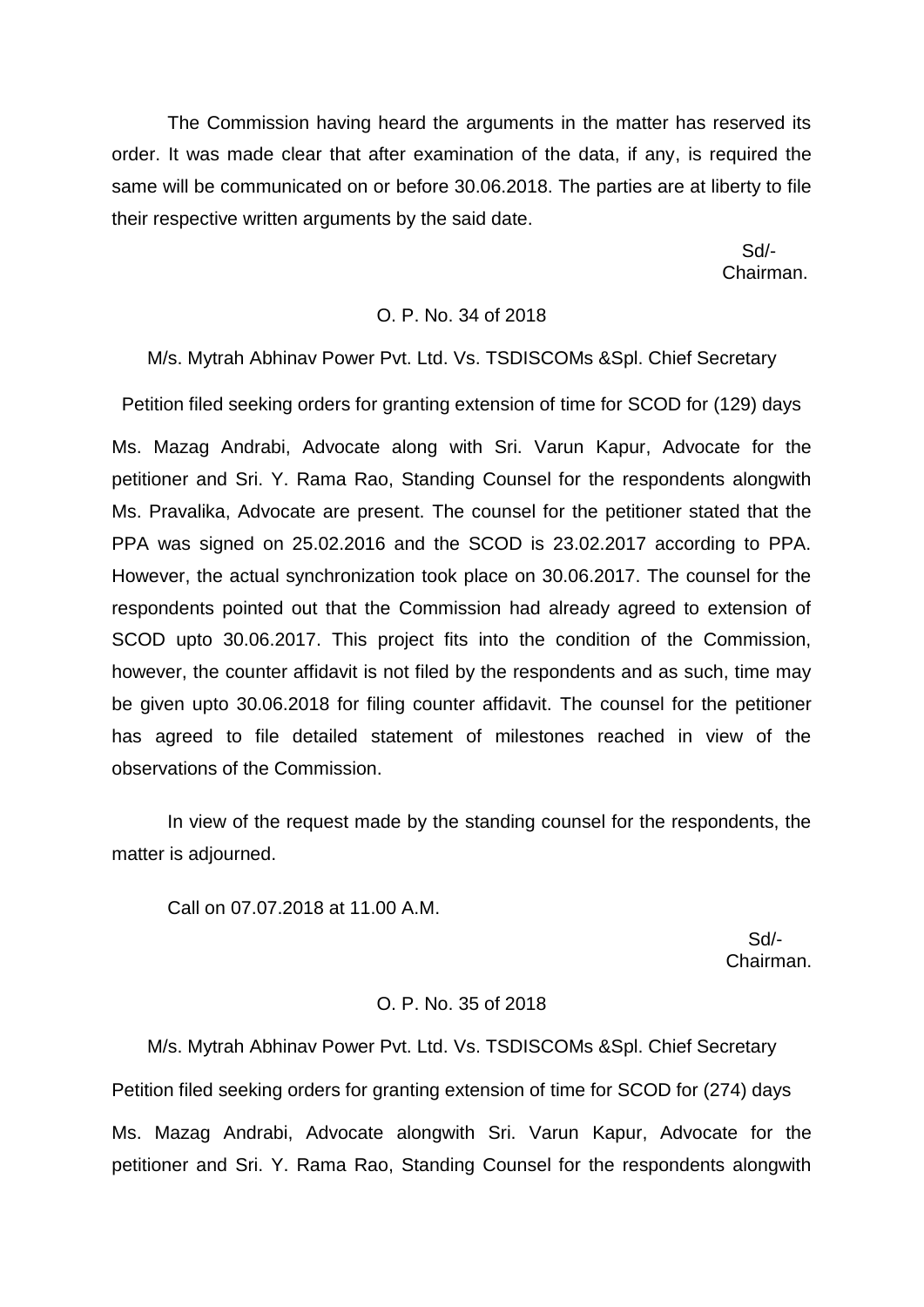The Commission having heard the arguments in the matter has reserved its order. It was made clear that after examination of the data, if any, is required the same will be communicated on or before 30.06.2018. The parties are at liberty to file their respective written arguments by the said date.

Sd/-
Chairman.

O. P. No. 34 of 2018

M/s. Mytrah Abhinav Power Pvt. Ltd. Vs. TSDISCOMs &Spl. Chief Secretary

Petition filed seeking orders for granting extension of time for SCOD for (129) days

Ms. Mazag Andrabi, Advocate along with Sri. Varun Kapur, Advocate for the petitioner and Sri. Y. Rama Rao, Standing Counsel for the respondents alongwith Ms. Pravalika, Advocate are present. The counsel for the petitioner stated that the PPA was signed on 25.02.2016 and the SCOD is 23.02.2017 according to PPA. However, the actual synchronization took place on 30.06.2017. The counsel for the respondents pointed out that the Commission had already agreed to extension of SCOD upto 30.06.2017. This project fits into the condition of the Commission, however, the counter affidavit is not filed by the respondents and as such, time may be given upto 30.06.2018 for filing counter affidavit. The counsel for the petitioner has agreed to file detailed statement of milestones reached in view of the observations of the Commission.

In view of the request made by the standing counsel for the respondents, the matter is adjourned.

Call on 07.07.2018 at 11.00 A.M.

Sd/-
Chairman.

O. P. No. 35 of 2018

M/s. Mytrah Abhinav Power Pvt. Ltd. Vs. TSDISCOMs &Spl. Chief Secretary

Petition filed seeking orders for granting extension of time for SCOD for (274) days

Ms. Mazag Andrabi, Advocate alongwith Sri. Varun Kapur, Advocate for the petitioner and Sri. Y. Rama Rao, Standing Counsel for the respondents alongwith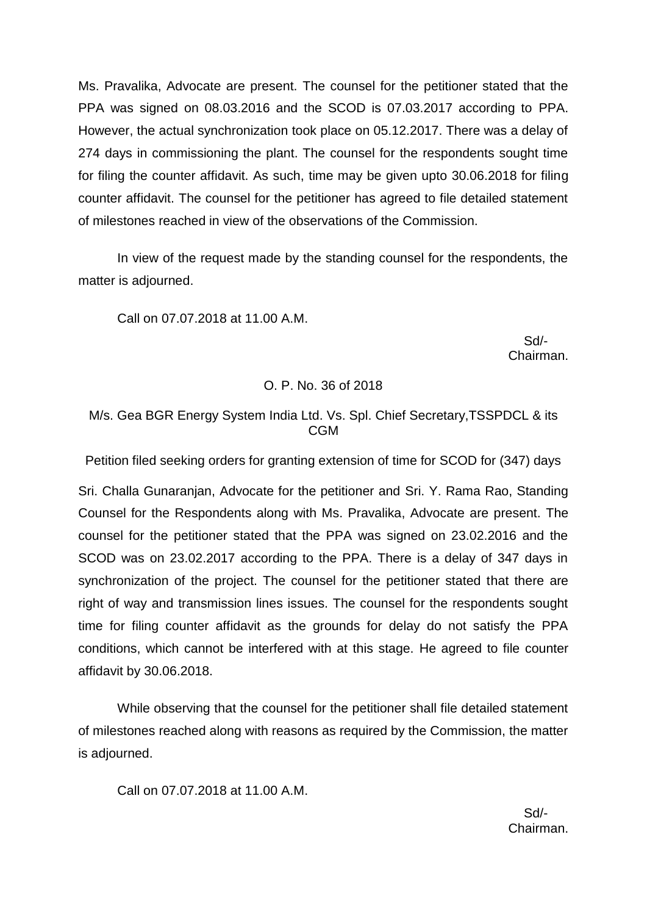Ms. Pravalika, Advocate are present. The counsel for the petitioner stated that the PPA was signed on 08.03.2016 and the SCOD is 07.03.2017 according to PPA. However, the actual synchronization took place on 05.12.2017. There was a delay of 274 days in commissioning the plant. The counsel for the respondents sought time for filing the counter affidavit. As such, time may be given upto 30.06.2018 for filing counter affidavit. The counsel for the petitioner has agreed to file detailed statement of milestones reached in view of the observations of the Commission.

In view of the request made by the standing counsel for the respondents, the matter is adjourned.

Call on 07.07.2018 at 11.00 A.M.

Sd/-
Chairman.

O. P. No. 36 of 2018

M/s. Gea BGR Energy System India Ltd. Vs. Spl. Chief Secretary,TSSPDCL & its CGM

Petition filed seeking orders for granting extension of time for SCOD for (347) days

Sri. Challa Gunaranjan, Advocate for the petitioner and Sri. Y. Rama Rao, Standing Counsel for the Respondents along with Ms. Pravalika, Advocate are present. The counsel for the petitioner stated that the PPA was signed on 23.02.2016 and the SCOD was on 23.02.2017 according to the PPA. There is a delay of 347 days in synchronization of the project. The counsel for the petitioner stated that there are right of way and transmission lines issues. The counsel for the respondents sought time for filing counter affidavit as the grounds for delay do not satisfy the PPA conditions, which cannot be interfered with at this stage. He agreed to file counter affidavit by 30.06.2018.

While observing that the counsel for the petitioner shall file detailed statement of milestones reached along with reasons as required by the Commission, the matter is adjourned.

Call on 07.07.2018 at 11.00 A.M.

Sd/-
Chairman.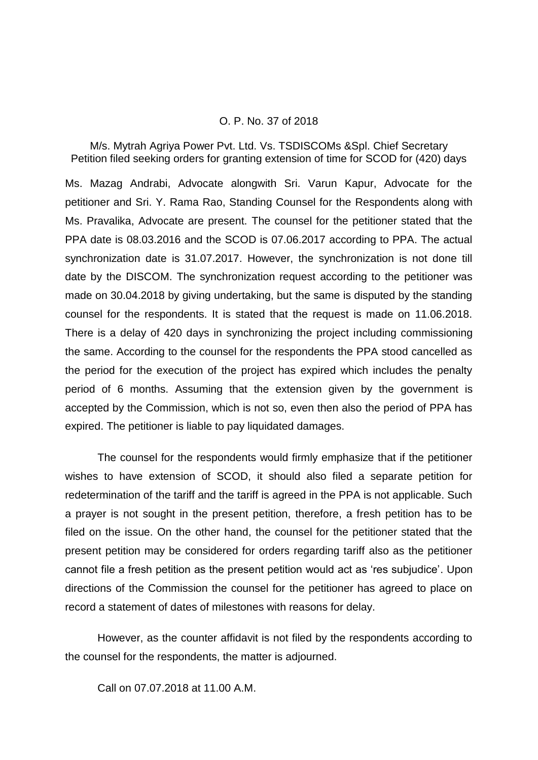O. P. No. 37 of 2018

M/s. Mytrah Agriya Power Pvt. Ltd. Vs. TSDISCOMs &Spl. Chief Secretary
Petition filed seeking orders for granting extension of time for SCOD for (420) days

Ms. Mazag Andrabi, Advocate alongwith Sri. Varun Kapur, Advocate for the petitioner and Sri. Y. Rama Rao, Standing Counsel for the Respondents along with Ms. Pravalika, Advocate are present. The counsel for the petitioner stated that the PPA date is 08.03.2016 and the SCOD is 07.06.2017 according to PPA. The actual synchronization date is 31.07.2017. However, the synchronization is not done till date by the DISCOM. The synchronization request according to the petitioner was made on 30.04.2018 by giving undertaking, but the same is disputed by the standing counsel for the respondents. It is stated that the request is made on 11.06.2018. There is a delay of 420 days in synchronizing the project including commissioning the same. According to the counsel for the respondents the PPA stood cancelled as the period for the execution of the project has expired which includes the penalty period of 6 months. Assuming that the extension given by the government is accepted by the Commission, which is not so, even then also the period of PPA has expired. The petitioner is liable to pay liquidated damages.

The counsel for the respondents would firmly emphasize that if the petitioner wishes to have extension of SCOD, it should also filed a separate petition for redetermination of the tariff and the tariff is agreed in the PPA is not applicable. Such a prayer is not sought in the present petition, therefore, a fresh petition has to be filed on the issue. On the other hand, the counsel for the petitioner stated that the present petition may be considered for orders regarding tariff also as the petitioner cannot file a fresh petition as the present petition would act as 'res subjudice'. Upon directions of the Commission the counsel for the petitioner has agreed to place on record a statement of dates of milestones with reasons for delay.

However, as the counter affidavit is not filed by the respondents according to the counsel for the respondents, the matter is adjourned.

Call on 07.07.2018 at 11.00 A.M.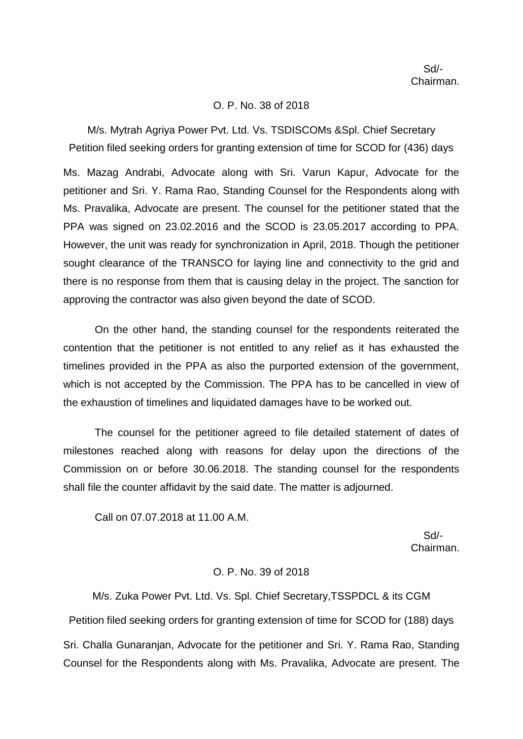Sd/-
Chairman.

O. P. No. 38 of 2018

M/s. Mytrah Agriya Power Pvt. Ltd. Vs. TSDISCOMs &Spl. Chief Secretary
Petition filed seeking orders for granting extension of time for SCOD for (436) days

Ms. Mazag Andrabi, Advocate along with Sri. Varun Kapur, Advocate for the petitioner and Sri. Y. Rama Rao, Standing Counsel for the Respondents along with Ms. Pravalika, Advocate are present. The counsel for the petitioner stated that the PPA was signed on 23.02.2016 and the SCOD is 23.05.2017 according to PPA. However, the unit was ready for synchronization in April, 2018. Though the petitioner sought clearance of the TRANSCO for laying line and connectivity to the grid and there is no response from them that is causing delay in the project. The sanction for approving the contractor was also given beyond the date of SCOD.

On the other hand, the standing counsel for the respondents reiterated the contention that the petitioner is not entitled to any relief as it has exhausted the timelines provided in the PPA as also the purported extension of the government, which is not accepted by the Commission. The PPA has to be cancelled in view of the exhaustion of timelines and liquidated damages have to be worked out.

The counsel for the petitioner agreed to file detailed statement of dates of milestones reached along with reasons for delay upon the directions of the Commission on or before 30.06.2018. The standing counsel for the respondents shall file the counter affidavit by the said date. The matter is adjourned.

Call on 07.07.2018 at 11.00 A.M.

Sd/-
Chairman.

O. P. No. 39 of 2018

M/s. Zuka Power Pvt. Ltd. Vs. Spl. Chief Secretary,TSSPDCL & its CGM

Petition filed seeking orders for granting extension of time for SCOD for (188) days

Sri. Challa Gunaranjan, Advocate for the petitioner and Sri. Y. Rama Rao, Standing Counsel for the Respondents along with Ms. Pravalika, Advocate are present. The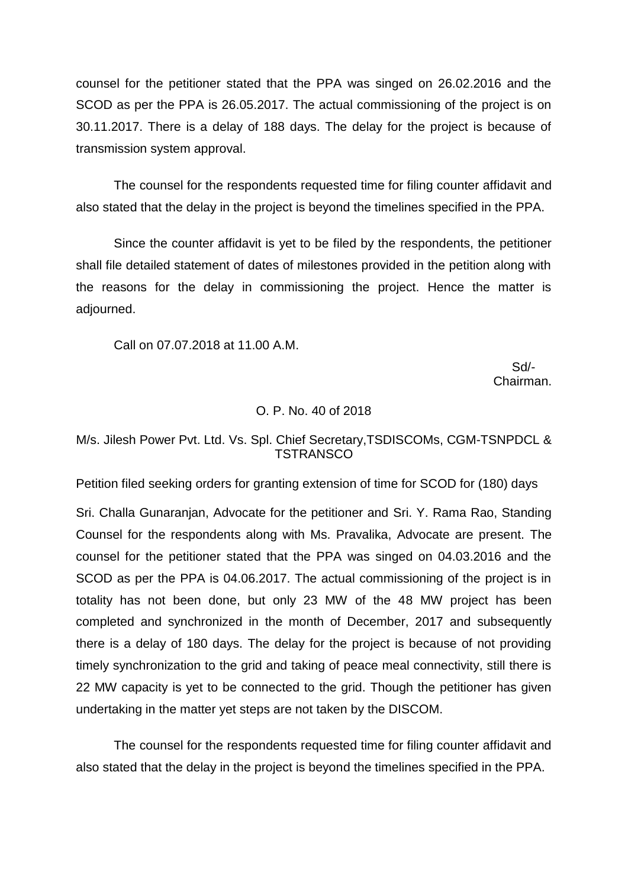counsel for the petitioner stated that the PPA was singed on 26.02.2016 and the SCOD as per the PPA is 26.05.2017. The actual commissioning of the project is on 30.11.2017. There is a delay of 188 days. The delay for the project is because of transmission system approval.

The counsel for the respondents requested time for filing counter affidavit and also stated that the delay in the project is beyond the timelines specified in the PPA.

Since the counter affidavit is yet to be filed by the respondents, the petitioner shall file detailed statement of dates of milestones provided in the petition along with the reasons for the delay in commissioning the project. Hence the matter is adjourned.

Call on 07.07.2018 at 11.00 A.M.

Sd/-
Chairman.

O. P. No. 40 of 2018

M/s. Jilesh Power Pvt. Ltd. Vs. Spl. Chief Secretary,TSDISCOMs, CGM-TSNPDCL & TSTRANSCO

Petition filed seeking orders for granting extension of time for SCOD for (180) days

Sri. Challa Gunaranjan, Advocate for the petitioner and Sri. Y. Rama Rao, Standing Counsel for the respondents along with Ms. Pravalika, Advocate are present. The counsel for the petitioner stated that the PPA was singed on 04.03.2016 and the SCOD as per the PPA is 04.06.2017. The actual commissioning of the project is in totality has not been done, but only 23 MW of the 48 MW project has been completed and synchronized in the month of December, 2017 and subsequently there is a delay of 180 days. The delay for the project is because of not providing timely synchronization to the grid and taking of peace meal connectivity, still there is 22 MW capacity is yet to be connected to the grid. Though the petitioner has given undertaking in the matter yet steps are not taken by the DISCOM.

The counsel for the respondents requested time for filing counter affidavit and also stated that the delay in the project is beyond the timelines specified in the PPA.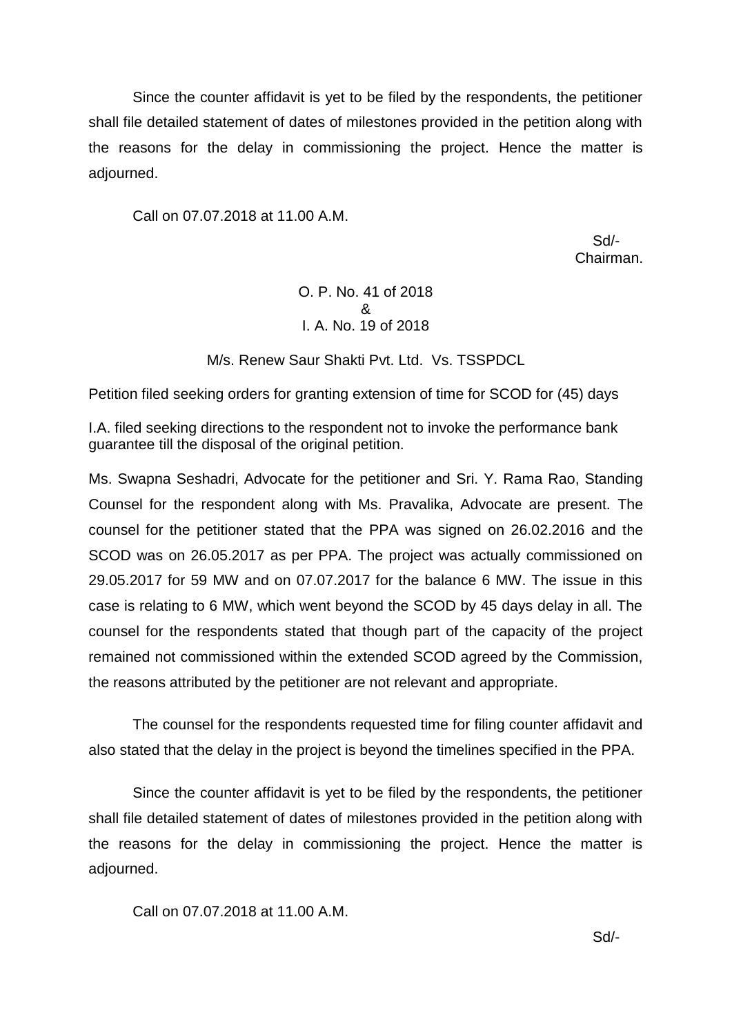Since the counter affidavit is yet to be filed by the respondents, the petitioner shall file detailed statement of dates of milestones provided in the petition along with the reasons for the delay in commissioning the project. Hence the matter is adjourned.

Call on 07.07.2018 at 11.00 A.M.

Sd/-
Chairman.

O. P. No. 41 of 2018
&
I. A. No. 19 of 2018

M/s. Renew Saur Shakti Pvt. Ltd. Vs. TSSPDCL

Petition filed seeking orders for granting extension of time for SCOD for (45) days

I.A. filed seeking directions to the respondent not to invoke the performance bank guarantee till the disposal of the original petition.

Ms. Swapna Seshadri, Advocate for the petitioner and Sri. Y. Rama Rao, Standing Counsel for the respondent along with Ms. Pravalika, Advocate are present. The counsel for the petitioner stated that the PPA was signed on 26.02.2016 and the SCOD was on 26.05.2017 as per PPA. The project was actually commissioned on 29.05.2017 for 59 MW and on 07.07.2017 for the balance 6 MW. The issue in this case is relating to 6 MW, which went beyond the SCOD by 45 days delay in all. The counsel for the respondents stated that though part of the capacity of the project remained not commissioned within the extended SCOD agreed by the Commission, the reasons attributed by the petitioner are not relevant and appropriate.

The counsel for the respondents requested time for filing counter affidavit and also stated that the delay in the project is beyond the timelines specified in the PPA.

Since the counter affidavit is yet to be filed by the respondents, the petitioner shall file detailed statement of dates of milestones provided in the petition along with the reasons for the delay in commissioning the project. Hence the matter is adjourned.

Call on 07.07.2018 at 11.00 A.M.

Sd/-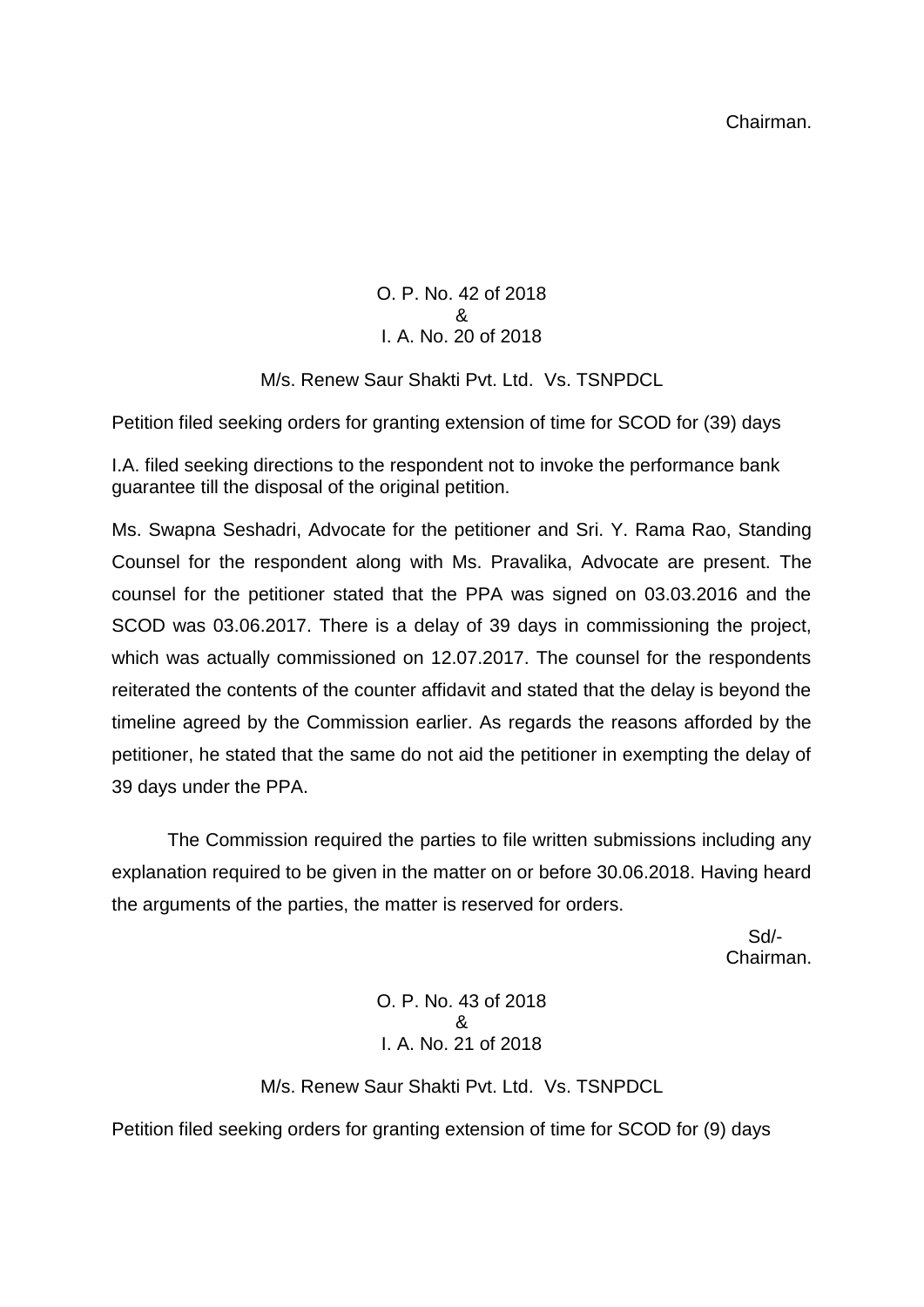Chairman.

O. P. No. 42 of 2018
&
I. A. No. 20 of 2018

M/s. Renew Saur Shakti Pvt. Ltd. Vs. TSNPDCL

Petition filed seeking orders for granting extension of time for SCOD for (39) days

I.A. filed seeking directions to the respondent not to invoke the performance bank guarantee till the disposal of the original petition.

Ms. Swapna Seshadri, Advocate for the petitioner and Sri. Y. Rama Rao, Standing Counsel for the respondent along with Ms. Pravalika, Advocate are present. The counsel for the petitioner stated that the PPA was signed on 03.03.2016 and the SCOD was 03.06.2017. There is a delay of 39 days in commissioning the project, which was actually commissioned on 12.07.2017. The counsel for the respondents reiterated the contents of the counter affidavit and stated that the delay is beyond the timeline agreed by the Commission earlier. As regards the reasons afforded by the petitioner, he stated that the same do not aid the petitioner in exempting the delay of 39 days under the PPA.

The Commission required the parties to file written submissions including any explanation required to be given in the matter on or before 30.06.2018. Having heard the arguments of the parties, the matter is reserved for orders.

Sd/-
Chairman.

O. P. No. 43 of 2018
&
I. A. No. 21 of 2018

M/s. Renew Saur Shakti Pvt. Ltd. Vs. TSNPDCL

Petition filed seeking orders for granting extension of time for SCOD for (9) days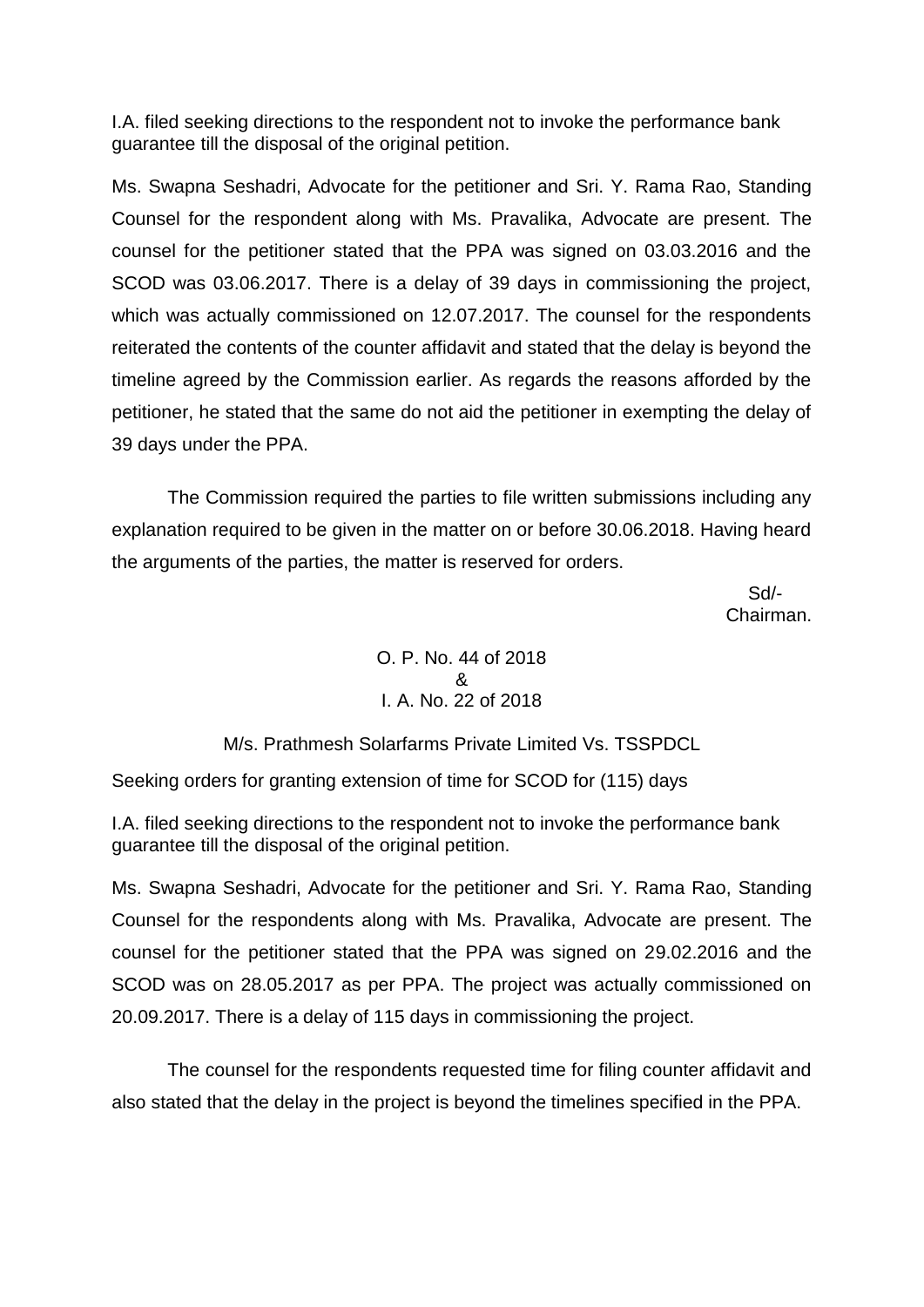I.A. filed seeking directions to the respondent not to invoke the performance bank guarantee till the disposal of the original petition.

Ms. Swapna Seshadri, Advocate for the petitioner and Sri. Y. Rama Rao, Standing Counsel for the respondent along with Ms. Pravalika, Advocate are present. The counsel for the petitioner stated that the PPA was signed on 03.03.2016 and the SCOD was 03.06.2017. There is a delay of 39 days in commissioning the project, which was actually commissioned on 12.07.2017. The counsel for the respondents reiterated the contents of the counter affidavit and stated that the delay is beyond the timeline agreed by the Commission earlier. As regards the reasons afforded by the petitioner, he stated that the same do not aid the petitioner in exempting the delay of 39 days under the PPA.

The Commission required the parties to file written submissions including any explanation required to be given in the matter on or before 30.06.2018. Having heard the arguments of the parties, the matter is reserved for orders.

Sd/-
Chairman.

O. P. No. 44 of 2018
&
I. A. No. 22 of 2018

M/s. Prathmesh Solarfarms Private Limited Vs. TSSPDCL

Seeking orders for granting extension of time for SCOD for (115) days

I.A. filed seeking directions to the respondent not to invoke the performance bank guarantee till the disposal of the original petition.

Ms. Swapna Seshadri, Advocate for the petitioner and Sri. Y. Rama Rao, Standing Counsel for the respondents along with Ms. Pravalika, Advocate are present. The counsel for the petitioner stated that the PPA was signed on 29.02.2016 and the SCOD was on 28.05.2017 as per PPA. The project was actually commissioned on 20.09.2017. There is a delay of 115 days in commissioning the project.

The counsel for the respondents requested time for filing counter affidavit and also stated that the delay in the project is beyond the timelines specified in the PPA.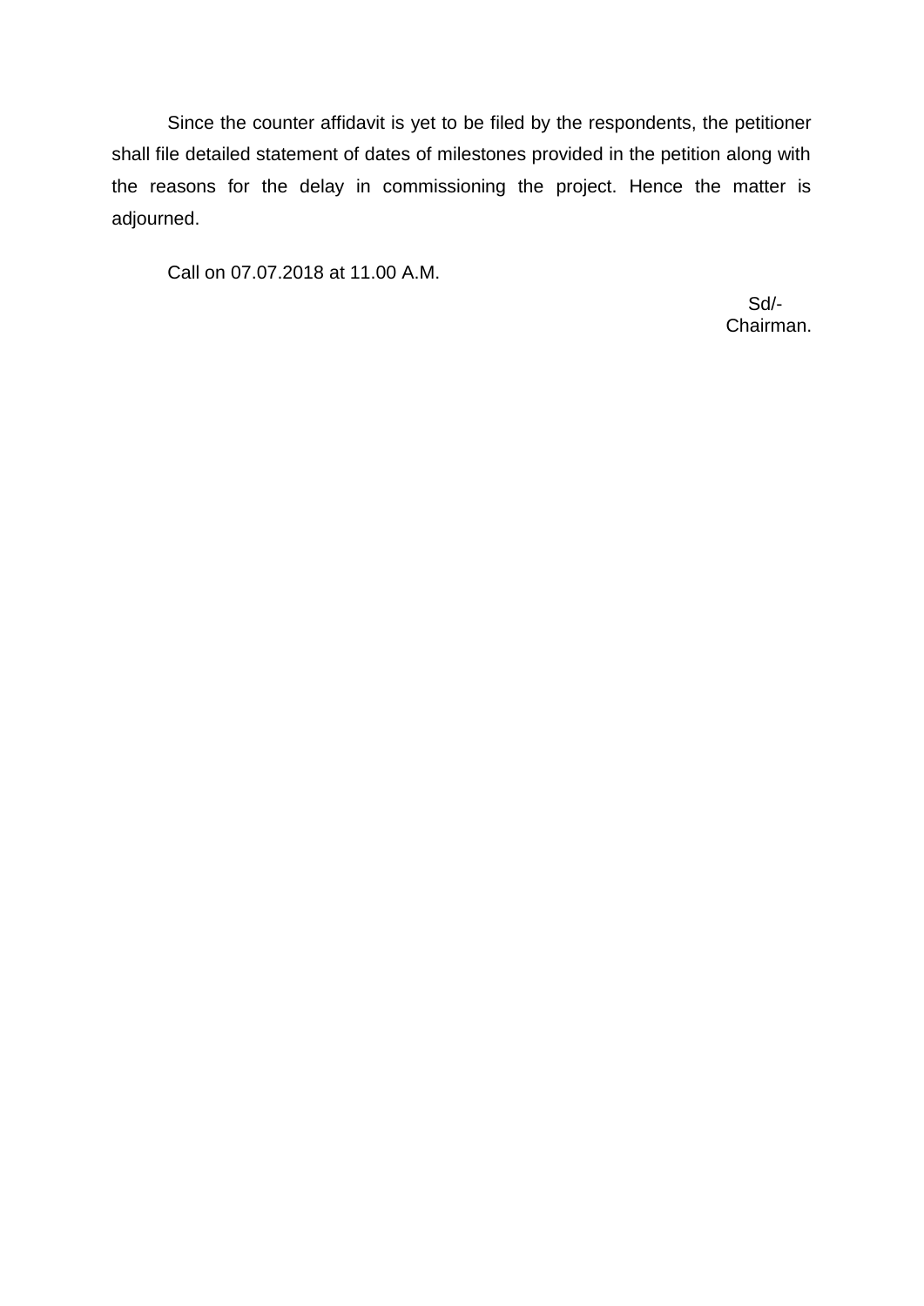Since the counter affidavit is yet to be filed by the respondents, the petitioner shall file detailed statement of dates of milestones provided in the petition along with the reasons for the delay in commissioning the project. Hence the matter is adjourned.

Call on 07.07.2018 at 11.00 A.M.

Sd/-
Chairman.